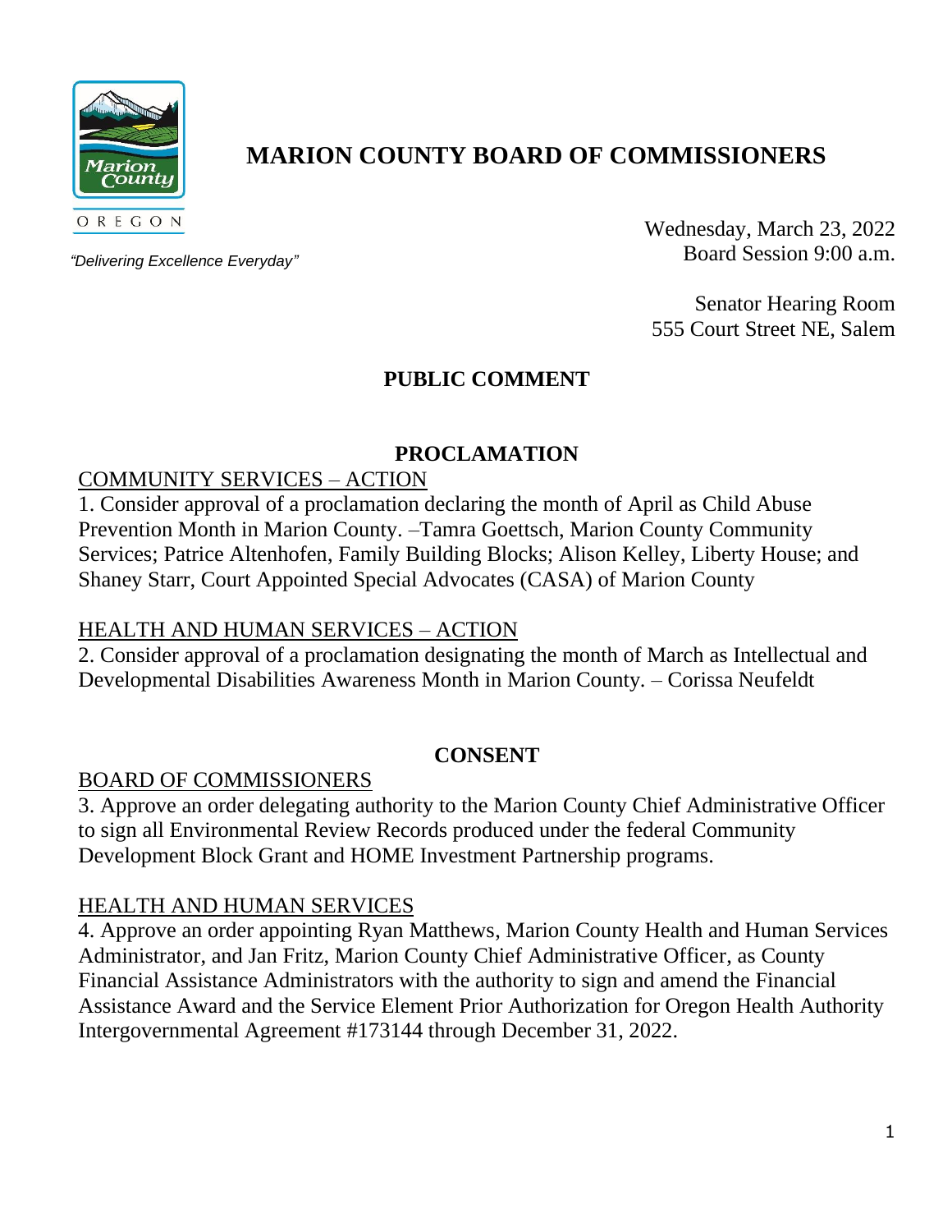# MARION COUNTY BOARD OF COMMISSIONERS

Marion County
OREGON

*"Delivering Excellence Everyday"*

Wednesday, March 23, 2022
Board Session 9:00 a.m.

Senator Hearing Room
555 Court Street NE, Salem

## PUBLIC COMMENT

## PROCLAMATION

COMMUNITY SERVICES – ACTION

1. Consider approval of a proclamation declaring the month of April as Child Abuse Prevention Month in Marion County. –Tamra Goettsch, Marion County Community Services; Patrice Altenhofen, Family Building Blocks; Alison Kelley, Liberty House; and Shaney Starr, Court Appointed Special Advocates (CASA) of Marion County

HEALTH AND HUMAN SERVICES – ACTION

2. Consider approval of a proclamation designating the month of March as Intellectual and Developmental Disabilities Awareness Month in Marion County. – Corissa Neufeldt

## CONSENT

BOARD OF COMMISSIONERS

3. Approve an order delegating authority to the Marion County Chief Administrative Officer to sign all Environmental Review Records produced under the federal Community Development Block Grant and HOME Investment Partnership programs.

HEALTH AND HUMAN SERVICES

4. Approve an order appointing Ryan Matthews, Marion County Health and Human Services Administrator, and Jan Fritz, Marion County Chief Administrative Officer, as County Financial Assistance Administrators with the authority to sign and amend the Financial Assistance Award and the Service Element Prior Authorization for Oregon Health Authority Intergovernmental Agreement #173144 through December 31, 2022.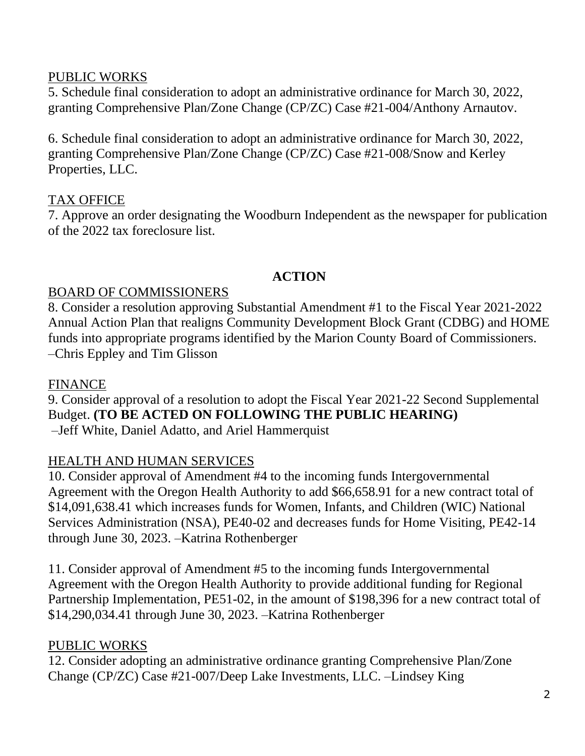PUBLIC WORKS

5. Schedule final consideration to adopt an administrative ordinance for March 30, 2022, granting Comprehensive Plan/Zone Change (CP/ZC) Case #21-004/Anthony Arnautov.

6. Schedule final consideration to adopt an administrative ordinance for March 30, 2022, granting Comprehensive Plan/Zone Change (CP/ZC) Case #21-008/Snow and Kerley Properties, LLC.

TAX OFFICE

7. Approve an order designating the Woodburn Independent as the newspaper for publication of the 2022 tax foreclosure list.

## ACTION

BOARD OF COMMISSIONERS

8. Consider a resolution approving Substantial Amendment #1 to the Fiscal Year 2021-2022 Annual Action Plan that realigns Community Development Block Grant (CDBG) and HOME funds into appropriate programs identified by the Marion County Board of Commissioners. –Chris Eppley and Tim Glisson

FINANCE

9. Consider approval of a resolution to adopt the Fiscal Year 2021-22 Second Supplemental Budget. **(TO BE ACTED ON FOLLOWING THE PUBLIC HEARING)** –Jeff White, Daniel Adatto, and Ariel Hammerquist

HEALTH AND HUMAN SERVICES

10. Consider approval of Amendment #4 to the incoming funds Intergovernmental Agreement with the Oregon Health Authority to add $66,658.91 for a new contract total of $14,091,638.41 which increases funds for Women, Infants, and Children (WIC) National Services Administration (NSA), PE40-02 and decreases funds for Home Visiting, PE42-14 through June 30, 2023. –Katrina Rothenberger

11. Consider approval of Amendment #5 to the incoming funds Intergovernmental Agreement with the Oregon Health Authority to provide additional funding for Regional Partnership Implementation, PE51-02, in the amount of $198,396 for a new contract total of $14,290,034.41 through June 30, 2023. –Katrina Rothenberger

PUBLIC WORKS

12. Consider adopting an administrative ordinance granting Comprehensive Plan/Zone Change (CP/ZC) Case #21-007/Deep Lake Investments, LLC. –Lindsey King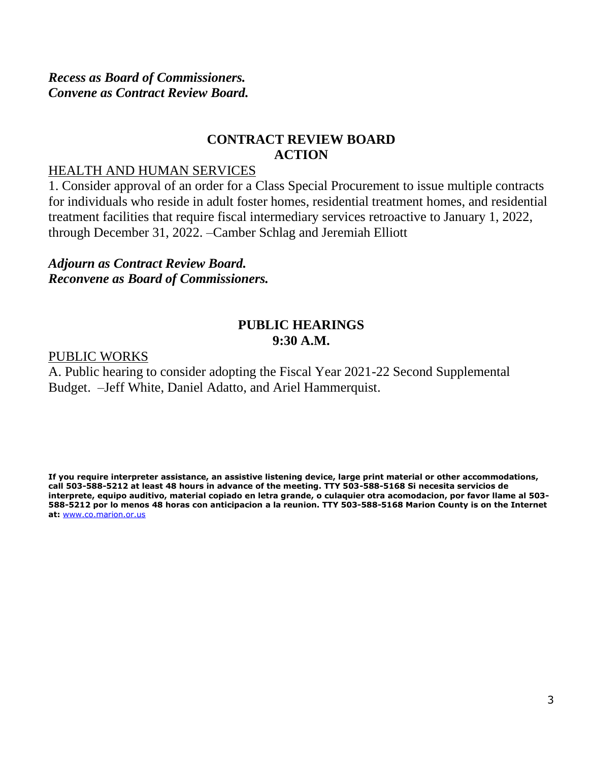***Recess as Board of Commissioners.***
***Convene as Contract Review Board.***

## CONTRACT REVIEW BOARD ACTION

HEALTH AND HUMAN SERVICES

1. Consider approval of an order for a Class Special Procurement to issue multiple contracts for individuals who reside in adult foster homes, residential treatment homes, and residential treatment facilities that require fiscal intermediary services retroactive to January 1, 2022, through December 31, 2022. –Camber Schlag and Jeremiah Elliott

***Adjourn as Contract Review Board.***
***Reconvene as Board of Commissioners.***

## PUBLIC HEARINGS 9:30 A.M.

PUBLIC WORKS

A. Public hearing to consider adopting the Fiscal Year 2021-22 Second Supplemental Budget. –Jeff White, Daniel Adatto, and Ariel Hammerquist.

**If you require interpreter assistance, an assistive listening device, large print material or other accommodations, call 503-588-5212 at least 48 hours in advance of the meeting. TTY 503-588-5168 Si necesita servicios de interprete, equipo auditivo, material copiado en letra grande, o culaquier otra acomodacion, por favor llame al 503-588-5212 por lo menos 48 horas con anticipacion a la reunion. TTY 503-588-5168 Marion County is on the Internet at:** www.co.marion.or.us